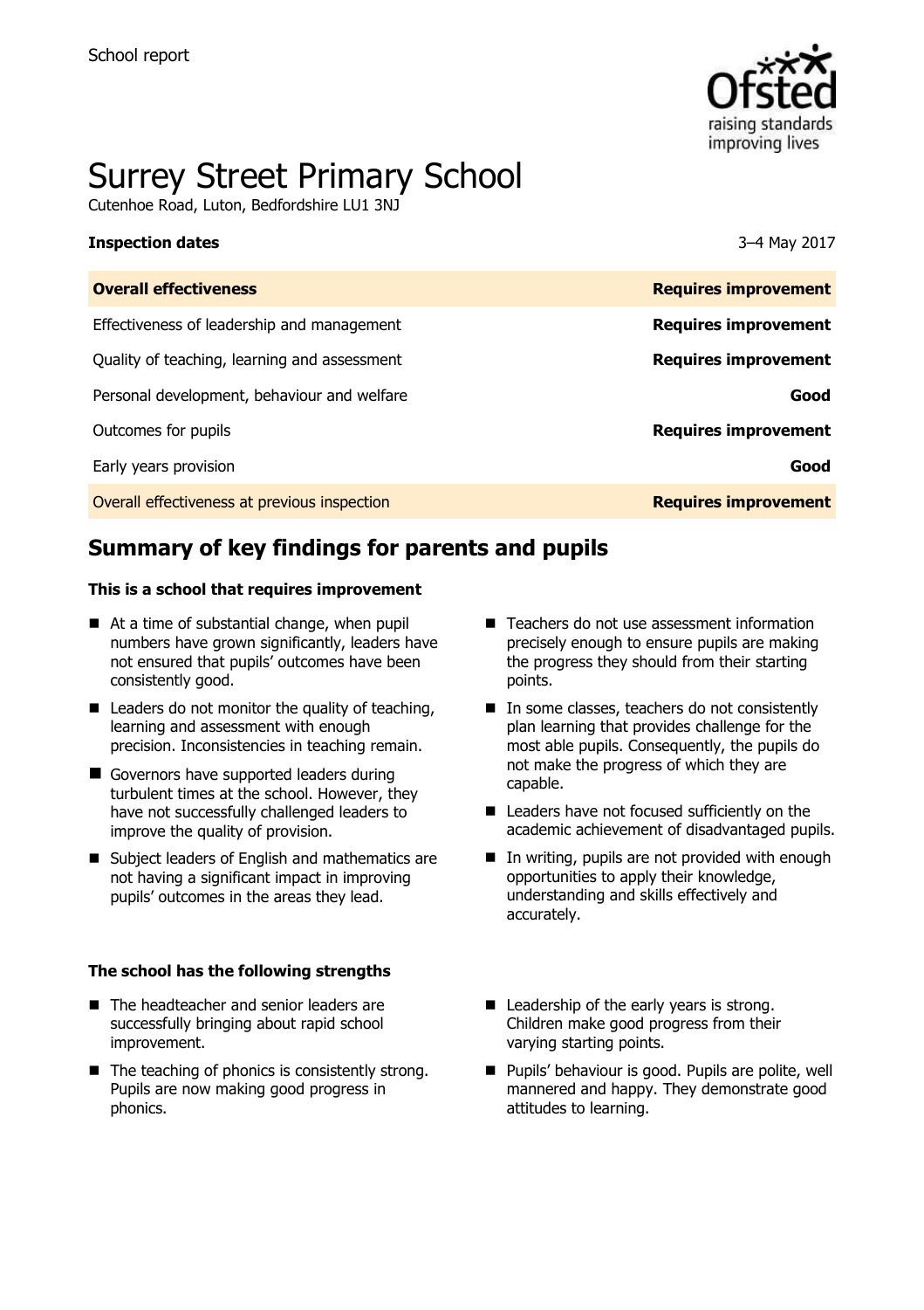School report

# Surrey Street Primary School

Cutenhoe Road, Luton, Bedfordshire LU1 3NJ

**Inspection dates** 3–4 May 2017

| **Overall effectiveness** | **Requires improvement** |
|---|---|
| Effectiveness of leadership and management | **Requires improvement** |
| Quality of teaching, learning and assessment | **Requires improvement** |
| Personal development, behaviour and welfare | **Good** |
| Outcomes for pupils | **Requires improvement** |
| Early years provision | **Good** |
| Overall effectiveness at previous inspection | **Requires improvement** |

## Summary of key findings for parents and pupils

**This is a school that requires improvement**

- At a time of substantial change, when pupil numbers have grown significantly, leaders have not ensured that pupils' outcomes have been consistently good.
- Leaders do not monitor the quality of teaching, learning and assessment with enough precision. Inconsistencies in teaching remain.
- Governors have supported leaders during turbulent times at the school. However, they have not successfully challenged leaders to improve the quality of provision.
- Subject leaders of English and mathematics are not having a significant impact in improving pupils' outcomes in the areas they lead.
- Teachers do not use assessment information precisely enough to ensure pupils are making the progress they should from their starting points.
- In some classes, teachers do not consistently plan learning that provides challenge for the most able pupils. Consequently, the pupils do not make the progress of which they are capable.
- Leaders have not focused sufficiently on the academic achievement of disadvantaged pupils.
- In writing, pupils are not provided with enough opportunities to apply their knowledge, understanding and skills effectively and accurately.

**The school has the following strengths**

- The headteacher and senior leaders are successfully bringing about rapid school improvement.
- The teaching of phonics is consistently strong. Pupils are now making good progress in phonics.
- Leadership of the early years is strong. Children make good progress from their varying starting points.
- Pupils' behaviour is good. Pupils are polite, well mannered and happy. They demonstrate good attitudes to learning.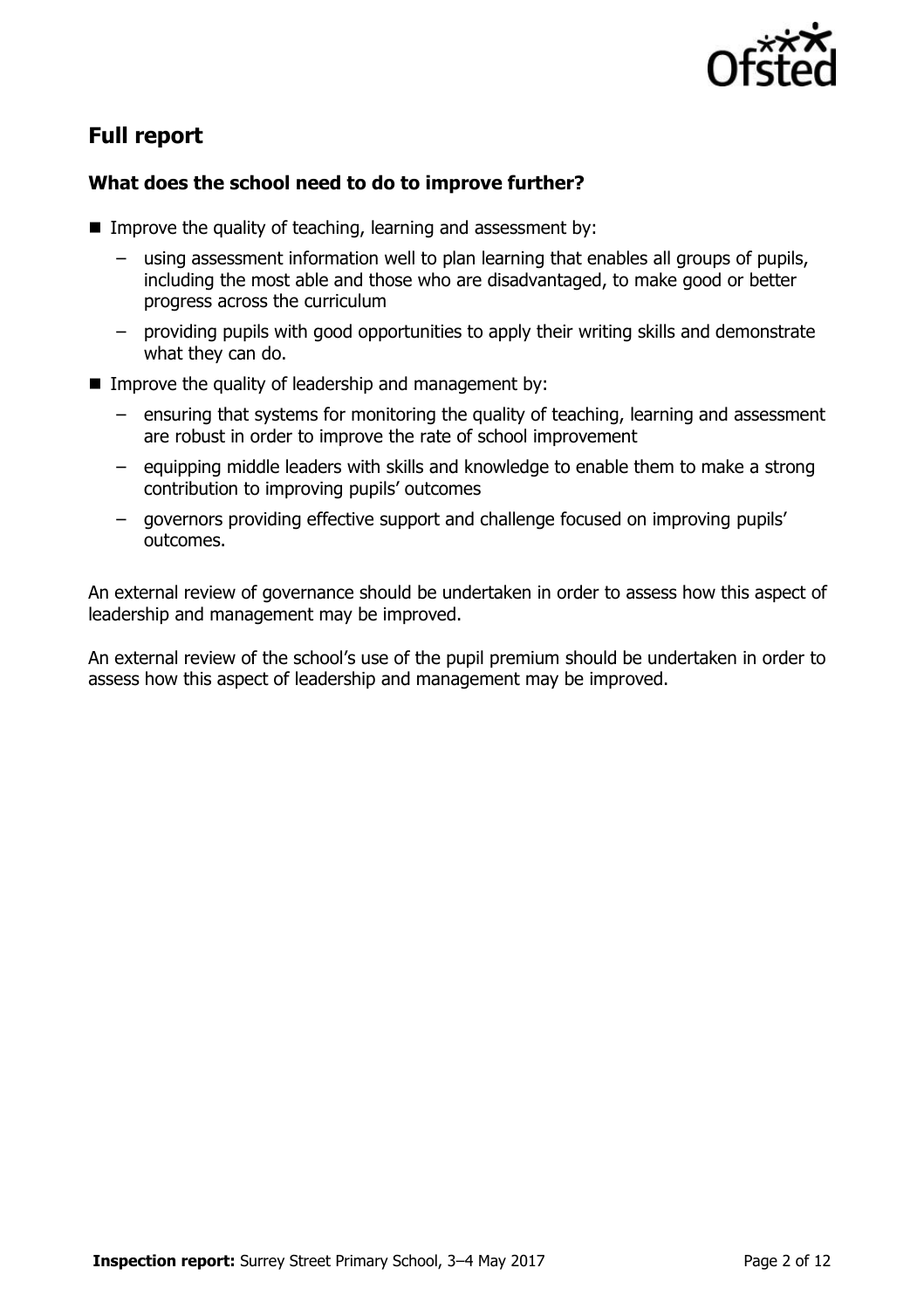## Full report

### What does the school need to do to improve further?

- Improve the quality of teaching, learning and assessment by:
  - using assessment information well to plan learning that enables all groups of pupils, including the most able and those who are disadvantaged, to make good or better progress across the curriculum
  - providing pupils with good opportunities to apply their writing skills and demonstrate what they can do.
- Improve the quality of leadership and management by:
  - ensuring that systems for monitoring the quality of teaching, learning and assessment are robust in order to improve the rate of school improvement
  - equipping middle leaders with skills and knowledge to enable them to make a strong contribution to improving pupils' outcomes
  - governors providing effective support and challenge focused on improving pupils' outcomes.

An external review of governance should be undertaken in order to assess how this aspect of leadership and management may be improved.

An external review of the school's use of the pupil premium should be undertaken in order to assess how this aspect of leadership and management may be improved.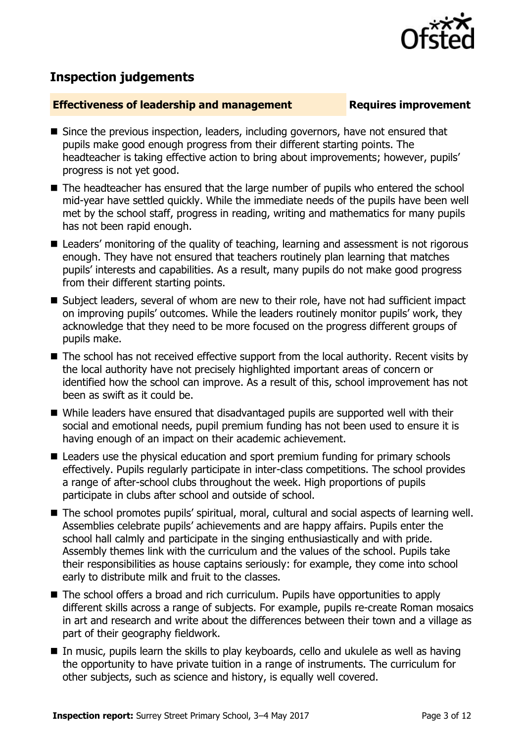## Inspection judgements

**Effectiveness of leadership and management** — **Requires improvement**

- Since the previous inspection, leaders, including governors, have not ensured that pupils make good enough progress from their different starting points. The headteacher is taking effective action to bring about improvements; however, pupils' progress is not yet good.
- The headteacher has ensured that the large number of pupils who entered the school mid-year have settled quickly. While the immediate needs of the pupils have been well met by the school staff, progress in reading, writing and mathematics for many pupils has not been rapid enough.
- Leaders' monitoring of the quality of teaching, learning and assessment is not rigorous enough. They have not ensured that teachers routinely plan learning that matches pupils' interests and capabilities. As a result, many pupils do not make good progress from their different starting points.
- Subject leaders, several of whom are new to their role, have not had sufficient impact on improving pupils' outcomes. While the leaders routinely monitor pupils' work, they acknowledge that they need to be more focused on the progress different groups of pupils make.
- The school has not received effective support from the local authority. Recent visits by the local authority have not precisely highlighted important areas of concern or identified how the school can improve. As a result of this, school improvement has not been as swift as it could be.
- While leaders have ensured that disadvantaged pupils are supported well with their social and emotional needs, pupil premium funding has not been used to ensure it is having enough of an impact on their academic achievement.
- Leaders use the physical education and sport premium funding for primary schools effectively. Pupils regularly participate in inter-class competitions. The school provides a range of after-school clubs throughout the week. High proportions of pupils participate in clubs after school and outside of school.
- The school promotes pupils' spiritual, moral, cultural and social aspects of learning well. Assemblies celebrate pupils' achievements and are happy affairs. Pupils enter the school hall calmly and participate in the singing enthusiastically and with pride. Assembly themes link with the curriculum and the values of the school. Pupils take their responsibilities as house captains seriously: for example, they come into school early to distribute milk and fruit to the classes.
- The school offers a broad and rich curriculum. Pupils have opportunities to apply different skills across a range of subjects. For example, pupils re-create Roman mosaics in art and research and write about the differences between their town and a village as part of their geography fieldwork.
- In music, pupils learn the skills to play keyboards, cello and ukulele as well as having the opportunity to have private tuition in a range of instruments. The curriculum for other subjects, such as science and history, is equally well covered.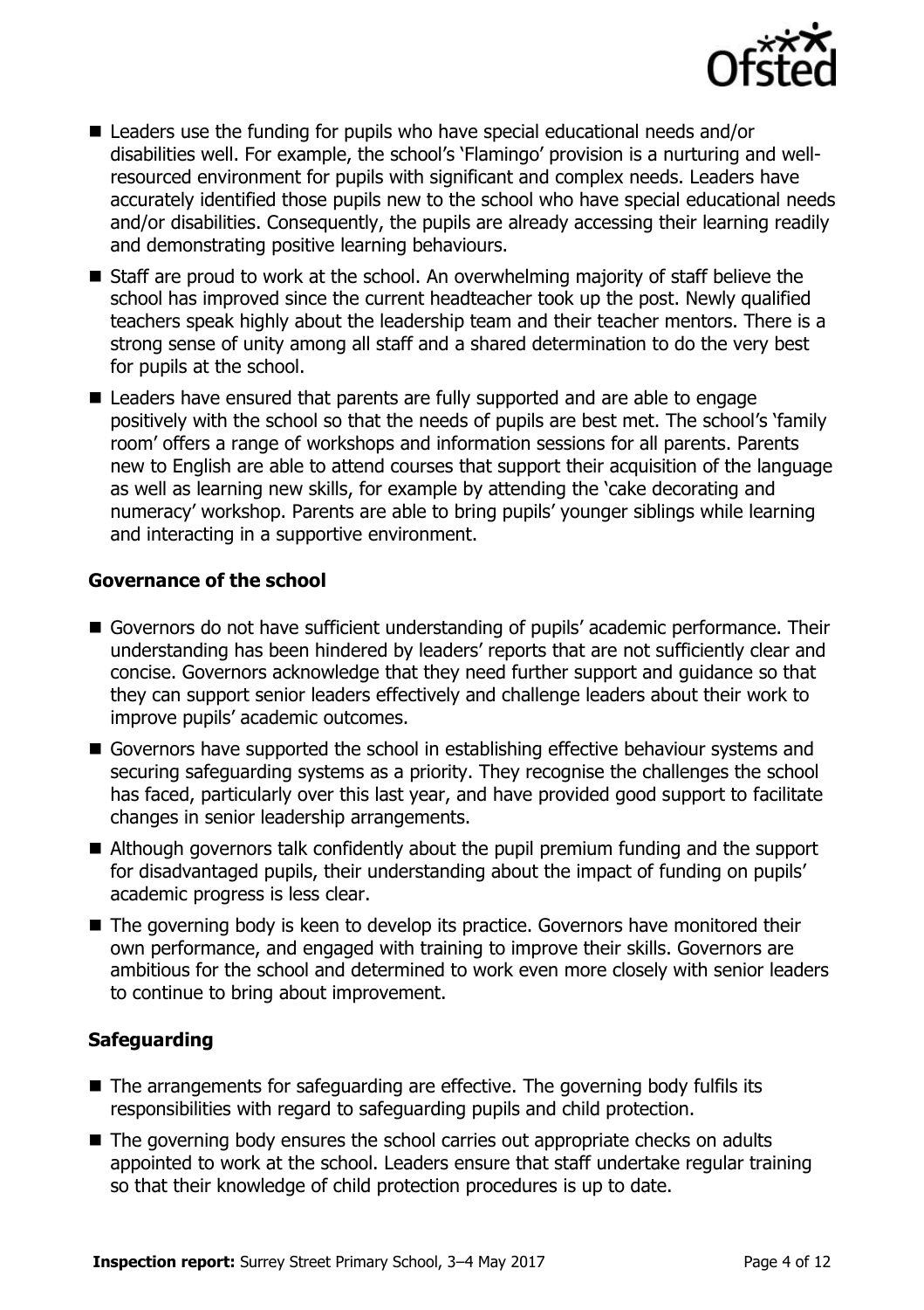- Leaders use the funding for pupils who have special educational needs and/or disabilities well. For example, the school's 'Flamingo' provision is a nurturing and well-resourced environment for pupils with significant and complex needs. Leaders have accurately identified those pupils new to the school who have special educational needs and/or disabilities. Consequently, the pupils are already accessing their learning readily and demonstrating positive learning behaviours.
- Staff are proud to work at the school. An overwhelming majority of staff believe the school has improved since the current headteacher took up the post. Newly qualified teachers speak highly about the leadership team and their teacher mentors. There is a strong sense of unity among all staff and a shared determination to do the very best for pupils at the school.
- Leaders have ensured that parents are fully supported and are able to engage positively with the school so that the needs of pupils are best met. The school's 'family room' offers a range of workshops and information sessions for all parents. Parents new to English are able to attend courses that support their acquisition of the language as well as learning new skills, for example by attending the 'cake decorating and numeracy' workshop. Parents are able to bring pupils' younger siblings while learning and interacting in a supportive environment.

### Governance of the school

- Governors do not have sufficient understanding of pupils' academic performance. Their understanding has been hindered by leaders' reports that are not sufficiently clear and concise. Governors acknowledge that they need further support and guidance so that they can support senior leaders effectively and challenge leaders about their work to improve pupils' academic outcomes.
- Governors have supported the school in establishing effective behaviour systems and securing safeguarding systems as a priority. They recognise the challenges the school has faced, particularly over this last year, and have provided good support to facilitate changes in senior leadership arrangements.
- Although governors talk confidently about the pupil premium funding and the support for disadvantaged pupils, their understanding about the impact of funding on pupils' academic progress is less clear.
- The governing body is keen to develop its practice. Governors have monitored their own performance, and engaged with training to improve their skills. Governors are ambitious for the school and determined to work even more closely with senior leaders to continue to bring about improvement.

### Safeguarding

- The arrangements for safeguarding are effective. The governing body fulfils its responsibilities with regard to safeguarding pupils and child protection.
- The governing body ensures the school carries out appropriate checks on adults appointed to work at the school. Leaders ensure that staff undertake regular training so that their knowledge of child protection procedures is up to date.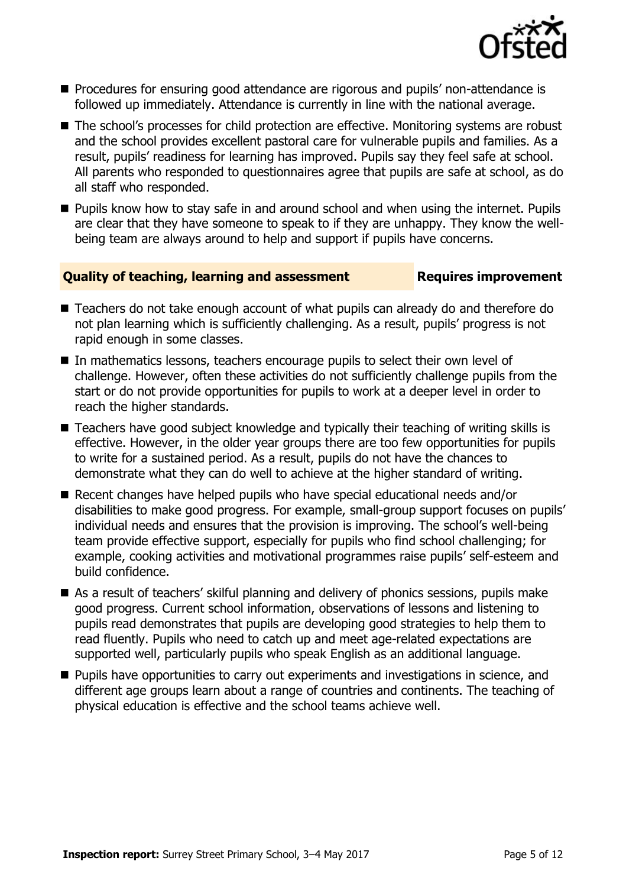- Procedures for ensuring good attendance are rigorous and pupils' non-attendance is followed up immediately. Attendance is currently in line with the national average.
- The school's processes for child protection are effective. Monitoring systems are robust and the school provides excellent pastoral care for vulnerable pupils and families. As a result, pupils' readiness for learning has improved. Pupils say they feel safe at school. All parents who responded to questionnaires agree that pupils are safe at school, as do all staff who responded.
- Pupils know how to stay safe in and around school and when using the internet. Pupils are clear that they have someone to speak to if they are unhappy. They know the well-being team are always around to help and support if pupils have concerns.

## Quality of teaching, learning and assessment — Requires improvement

- Teachers do not take enough account of what pupils can already do and therefore do not plan learning which is sufficiently challenging. As a result, pupils' progress is not rapid enough in some classes.
- In mathematics lessons, teachers encourage pupils to select their own level of challenge. However, often these activities do not sufficiently challenge pupils from the start or do not provide opportunities for pupils to work at a deeper level in order to reach the higher standards.
- Teachers have good subject knowledge and typically their teaching of writing skills is effective. However, in the older year groups there are too few opportunities for pupils to write for a sustained period. As a result, pupils do not have the chances to demonstrate what they can do well to achieve at the higher standard of writing.
- Recent changes have helped pupils who have special educational needs and/or disabilities to make good progress. For example, small-group support focuses on pupils' individual needs and ensures that the provision is improving. The school's well-being team provide effective support, especially for pupils who find school challenging; for example, cooking activities and motivational programmes raise pupils' self-esteem and build confidence.
- As a result of teachers' skilful planning and delivery of phonics sessions, pupils make good progress. Current school information, observations of lessons and listening to pupils read demonstrates that pupils are developing good strategies to help them to read fluently. Pupils who need to catch up and meet age-related expectations are supported well, particularly pupils who speak English as an additional language.
- Pupils have opportunities to carry out experiments and investigations in science, and different age groups learn about a range of countries and continents. The teaching of physical education is effective and the school teams achieve well.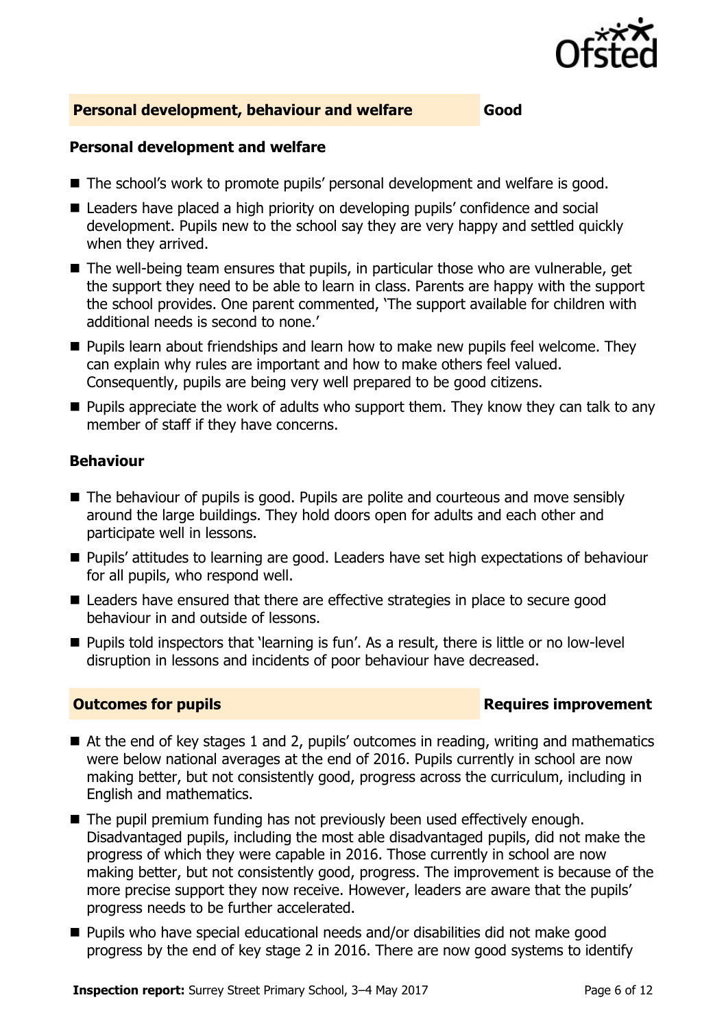## Personal development, behaviour and welfare — Good

### Personal development and welfare

- The school's work to promote pupils' personal development and welfare is good.
- Leaders have placed a high priority on developing pupils' confidence and social development. Pupils new to the school say they are very happy and settled quickly when they arrived.
- The well-being team ensures that pupils, in particular those who are vulnerable, get the support they need to be able to learn in class. Parents are happy with the support the school provides. One parent commented, 'The support available for children with additional needs is second to none.'
- Pupils learn about friendships and learn how to make new pupils feel welcome. They can explain why rules are important and how to make others feel valued. Consequently, pupils are being very well prepared to be good citizens.
- Pupils appreciate the work of adults who support them. They know they can talk to any member of staff if they have concerns.

### Behaviour

- The behaviour of pupils is good. Pupils are polite and courteous and move sensibly around the large buildings. They hold doors open for adults and each other and participate well in lessons.
- Pupils' attitudes to learning are good. Leaders have set high expectations of behaviour for all pupils, who respond well.
- Leaders have ensured that there are effective strategies in place to secure good behaviour in and outside of lessons.
- Pupils told inspectors that 'learning is fun'. As a result, there is little or no low-level disruption in lessons and incidents of poor behaviour have decreased.

## Outcomes for pupils — Requires improvement

- At the end of key stages 1 and 2, pupils' outcomes in reading, writing and mathematics were below national averages at the end of 2016. Pupils currently in school are now making better, but not consistently good, progress across the curriculum, including in English and mathematics.
- The pupil premium funding has not previously been used effectively enough. Disadvantaged pupils, including the most able disadvantaged pupils, did not make the progress of which they were capable in 2016. Those currently in school are now making better, but not consistently good, progress. The improvement is because of the more precise support they now receive. However, leaders are aware that the pupils' progress needs to be further accelerated.
- Pupils who have special educational needs and/or disabilities did not make good progress by the end of key stage 2 in 2016. There are now good systems to identify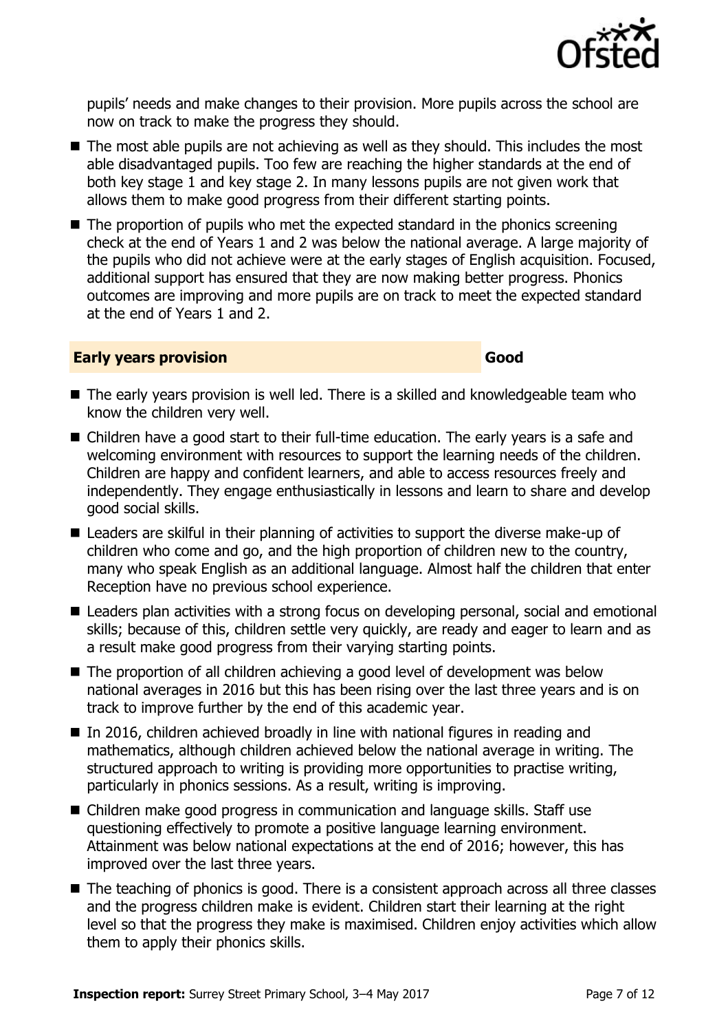pupils' needs and make changes to their provision. More pupils across the school are now on track to make the progress they should.

- The most able pupils are not achieving as well as they should. This includes the most able disadvantaged pupils. Too few are reaching the higher standards at the end of both key stage 1 and key stage 2. In many lessons pupils are not given work that allows them to make good progress from their different starting points.
- The proportion of pupils who met the expected standard in the phonics screening check at the end of Years 1 and 2 was below the national average. A large majority of the pupils who did not achieve were at the early stages of English acquisition. Focused, additional support has ensured that they are now making better progress. Phonics outcomes are improving and more pupils are on track to meet the expected standard at the end of Years 1 and 2.

## Early years provision — Good

- The early years provision is well led. There is a skilled and knowledgeable team who know the children very well.
- Children have a good start to their full-time education. The early years is a safe and welcoming environment with resources to support the learning needs of the children. Children are happy and confident learners, and able to access resources freely and independently. They engage enthusiastically in lessons and learn to share and develop good social skills.
- Leaders are skilful in their planning of activities to support the diverse make-up of children who come and go, and the high proportion of children new to the country, many who speak English as an additional language. Almost half the children that enter Reception have no previous school experience.
- Leaders plan activities with a strong focus on developing personal, social and emotional skills; because of this, children settle very quickly, are ready and eager to learn and as a result make good progress from their varying starting points.
- The proportion of all children achieving a good level of development was below national averages in 2016 but this has been rising over the last three years and is on track to improve further by the end of this academic year.
- In 2016, children achieved broadly in line with national figures in reading and mathematics, although children achieved below the national average in writing. The structured approach to writing is providing more opportunities to practise writing, particularly in phonics sessions. As a result, writing is improving.
- Children make good progress in communication and language skills. Staff use questioning effectively to promote a positive language learning environment. Attainment was below national expectations at the end of 2016; however, this has improved over the last three years.
- The teaching of phonics is good. There is a consistent approach across all three classes and the progress children make is evident. Children start their learning at the right level so that the progress they make is maximised. Children enjoy activities which allow them to apply their phonics skills.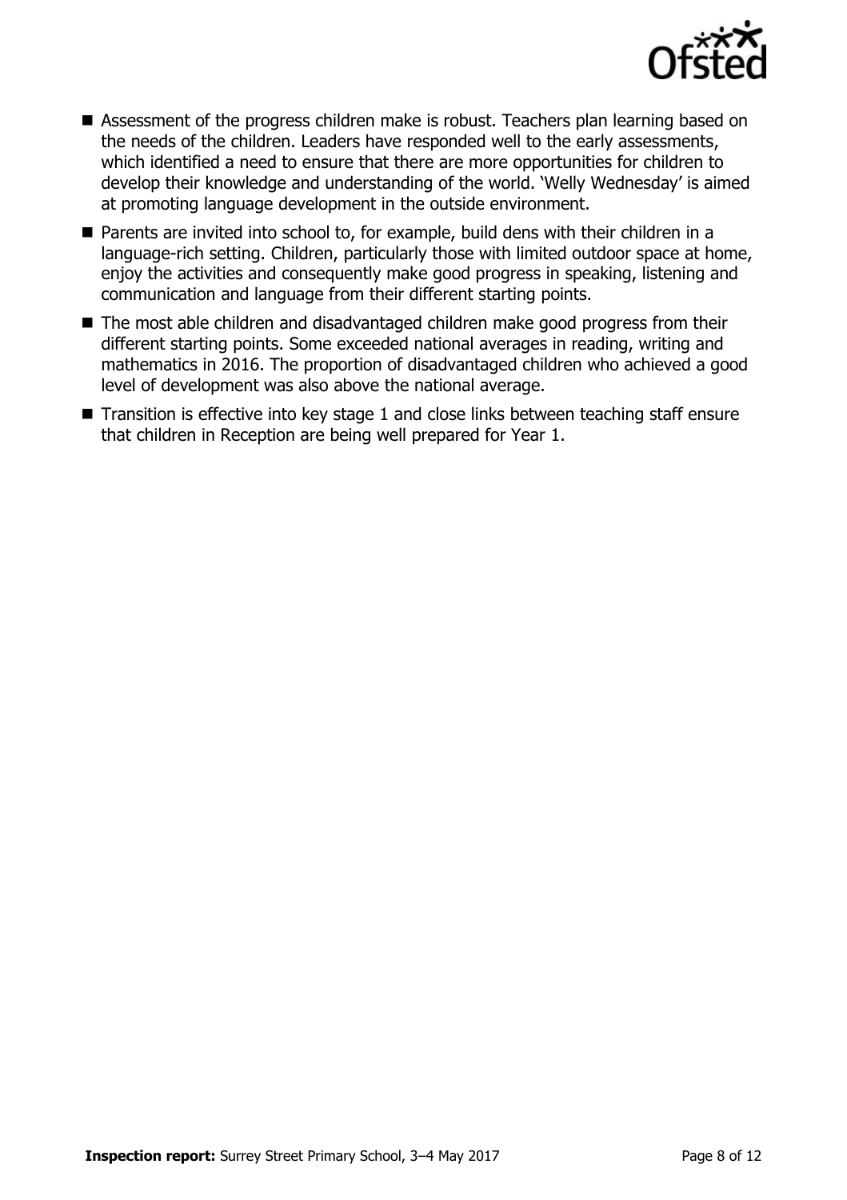- Assessment of the progress children make is robust. Teachers plan learning based on the needs of the children. Leaders have responded well to the early assessments, which identified a need to ensure that there are more opportunities for children to develop their knowledge and understanding of the world. 'Welly Wednesday' is aimed at promoting language development in the outside environment.
- Parents are invited into school to, for example, build dens with their children in a language-rich setting. Children, particularly those with limited outdoor space at home, enjoy the activities and consequently make good progress in speaking, listening and communication and language from their different starting points.
- The most able children and disadvantaged children make good progress from their different starting points. Some exceeded national averages in reading, writing and mathematics in 2016. The proportion of disadvantaged children who achieved a good level of development was also above the national average.
- Transition is effective into key stage 1 and close links between teaching staff ensure that children in Reception are being well prepared for Year 1.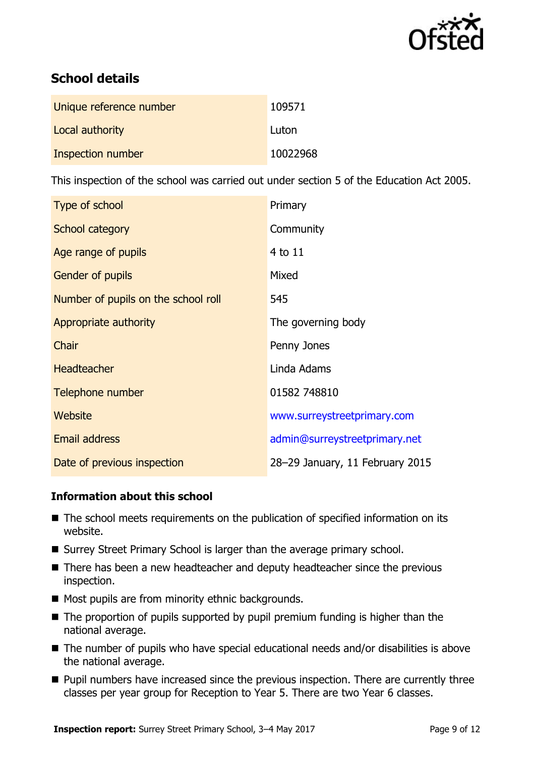## School details

| | |
|---|---|
| Unique reference number | 109571 |
| Local authority | Luton |
| Inspection number | 10022968 |

This inspection of the school was carried out under section 5 of the Education Act 2005.

| | |
|---|---|
| Type of school | Primary |
| School category | Community |
| Age range of pupils | 4 to 11 |
| Gender of pupils | Mixed |
| Number of pupils on the school roll | 545 |
| Appropriate authority | The governing body |
| Chair | Penny Jones |
| Headteacher | Linda Adams |
| Telephone number | 01582 748810 |
| Website | www.surreystreetprimary.com |
| Email address | admin@surreystreetprimary.net |
| Date of previous inspection | 28–29 January, 11 February 2015 |

### Information about this school

- The school meets requirements on the publication of specified information on its website.
- Surrey Street Primary School is larger than the average primary school.
- There has been a new headteacher and deputy headteacher since the previous inspection.
- Most pupils are from minority ethnic backgrounds.
- The proportion of pupils supported by pupil premium funding is higher than the national average.
- The number of pupils who have special educational needs and/or disabilities is above the national average.
- Pupil numbers have increased since the previous inspection. There are currently three classes per year group for Reception to Year 5. There are two Year 6 classes.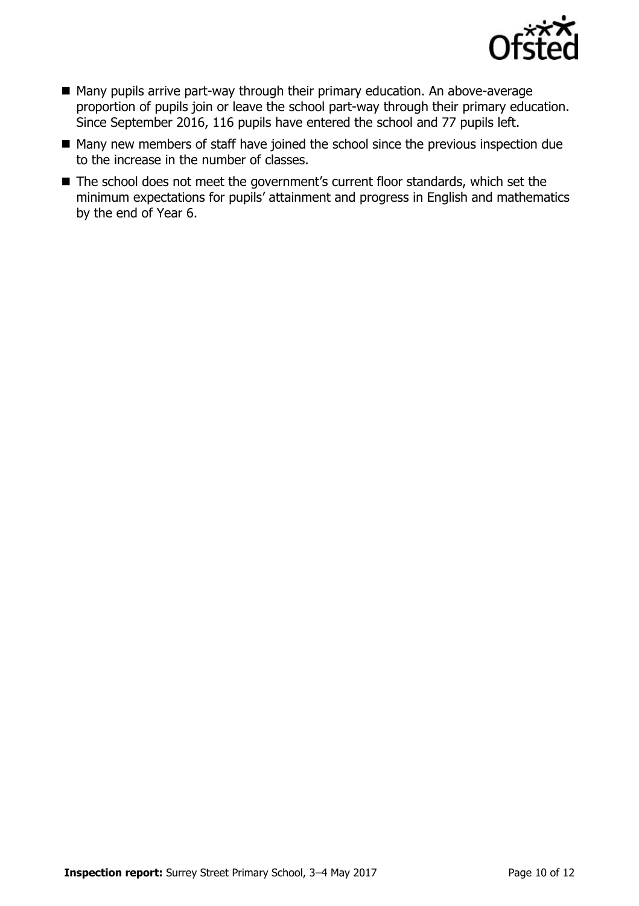- Many pupils arrive part-way through their primary education. An above-average proportion of pupils join or leave the school part-way through their primary education. Since September 2016, 116 pupils have entered the school and 77 pupils left.
- Many new members of staff have joined the school since the previous inspection due to the increase in the number of classes.
- The school does not meet the government's current floor standards, which set the minimum expectations for pupils' attainment and progress in English and mathematics by the end of Year 6.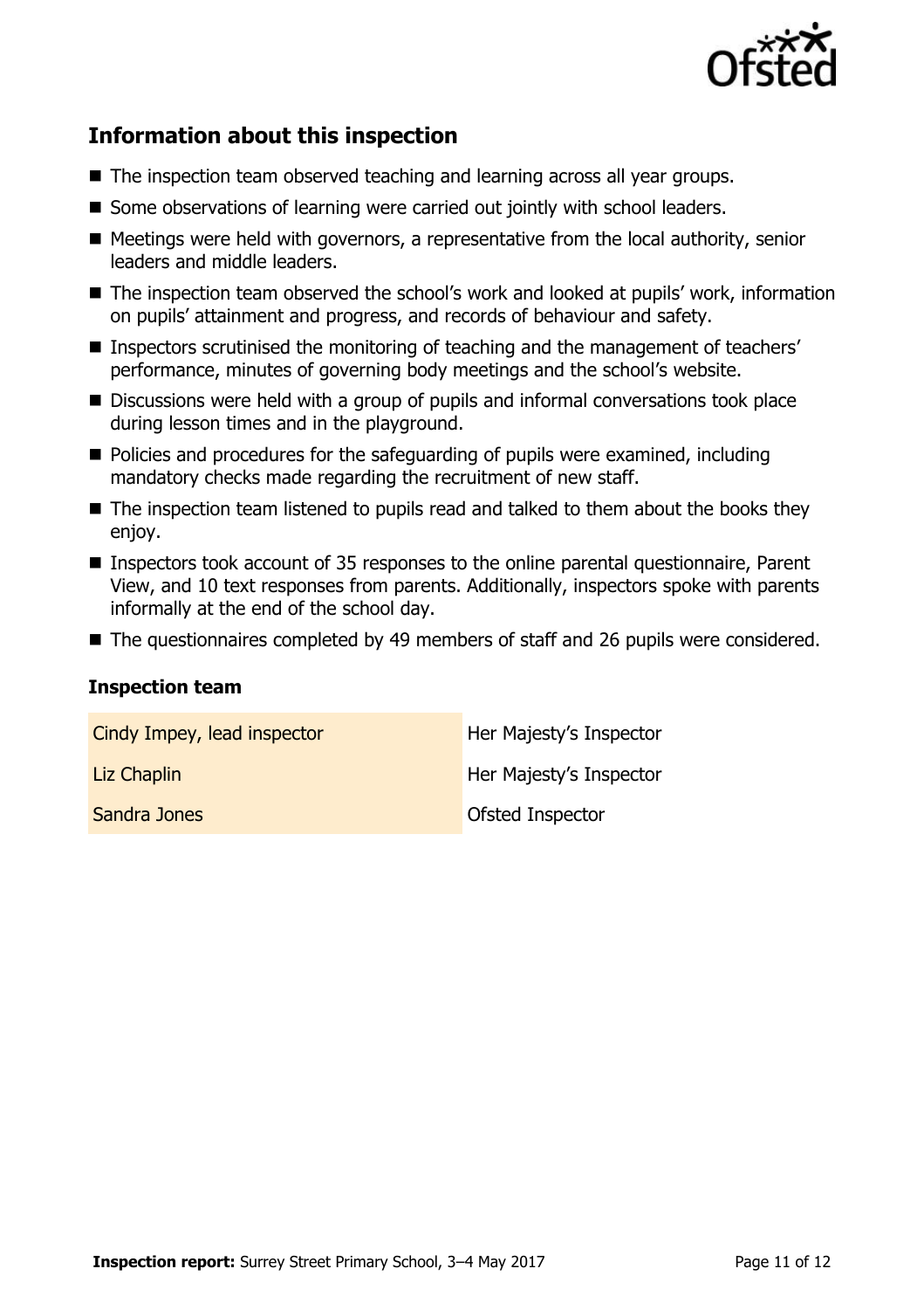## Information about this inspection

- The inspection team observed teaching and learning across all year groups.
- Some observations of learning were carried out jointly with school leaders.
- Meetings were held with governors, a representative from the local authority, senior leaders and middle leaders.
- The inspection team observed the school's work and looked at pupils' work, information on pupils' attainment and progress, and records of behaviour and safety.
- Inspectors scrutinised the monitoring of teaching and the management of teachers' performance, minutes of governing body meetings and the school's website.
- Discussions were held with a group of pupils and informal conversations took place during lesson times and in the playground.
- Policies and procedures for the safeguarding of pupils were examined, including mandatory checks made regarding the recruitment of new staff.
- The inspection team listened to pupils read and talked to them about the books they enjoy.
- Inspectors took account of 35 responses to the online parental questionnaire, Parent View, and 10 text responses from parents. Additionally, inspectors spoke with parents informally at the end of the school day.
- The questionnaires completed by 49 members of staff and 26 pupils were considered.

### Inspection team

| | |
|---|---|
| Cindy Impey, lead inspector | Her Majesty's Inspector |
| Liz Chaplin | Her Majesty's Inspector |
| Sandra Jones | Ofsted Inspector |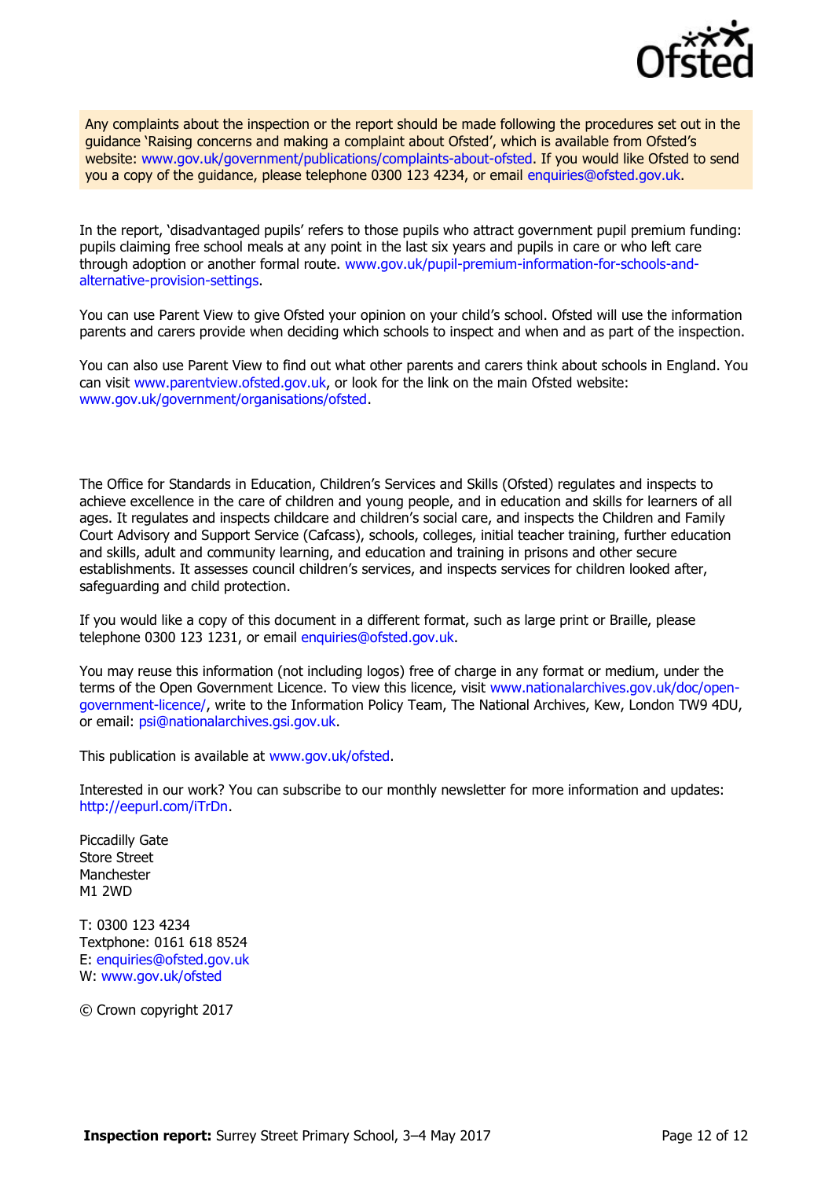Any complaints about the inspection or the report should be made following the procedures set out in the guidance 'Raising concerns and making a complaint about Ofsted', which is available from Ofsted's website: www.gov.uk/government/publications/complaints-about-ofsted. If you would like Ofsted to send you a copy of the guidance, please telephone 0300 123 4234, or email enquiries@ofsted.gov.uk.

In the report, 'disadvantaged pupils' refers to those pupils who attract government pupil premium funding: pupils claiming free school meals at any point in the last six years and pupils in care or who left care through adoption or another formal route. www.gov.uk/pupil-premium-information-for-schools-and-alternative-provision-settings.

You can use Parent View to give Ofsted your opinion on your child's school. Ofsted will use the information parents and carers provide when deciding which schools to inspect and when and as part of the inspection.

You can also use Parent View to find out what other parents and carers think about schools in England. You can visit www.parentview.ofsted.gov.uk, or look for the link on the main Ofsted website: www.gov.uk/government/organisations/ofsted.

The Office for Standards in Education, Children's Services and Skills (Ofsted) regulates and inspects to achieve excellence in the care of children and young people, and in education and skills for learners of all ages. It regulates and inspects childcare and children's social care, and inspects the Children and Family Court Advisory and Support Service (Cafcass), schools, colleges, initial teacher training, further education and skills, adult and community learning, and education and training in prisons and other secure establishments. It assesses council children's services, and inspects services for children looked after, safeguarding and child protection.

If you would like a copy of this document in a different format, such as large print or Braille, please telephone 0300 123 1231, or email enquiries@ofsted.gov.uk.

You may reuse this information (not including logos) free of charge in any format or medium, under the terms of the Open Government Licence. To view this licence, visit www.nationalarchives.gov.uk/doc/open-government-licence/, write to the Information Policy Team, The National Archives, Kew, London TW9 4DU, or email: psi@nationalarchives.gsi.gov.uk.

This publication is available at www.gov.uk/ofsted.

Interested in our work? You can subscribe to our monthly newsletter for more information and updates: http://eepurl.com/iTrDn.

Piccadilly Gate
Store Street
Manchester
M1 2WD

T: 0300 123 4234
Textphone: 0161 618 8524
E: enquiries@ofsted.gov.uk
W: www.gov.uk/ofsted

© Crown copyright 2017